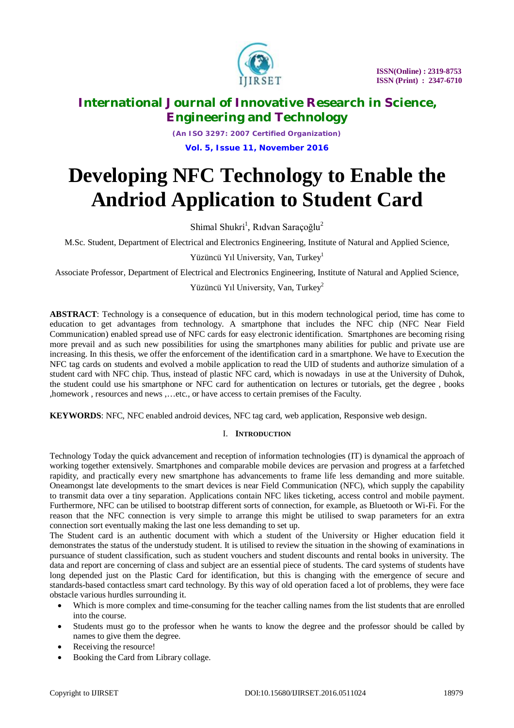# Developing NFC Technology to Enable the Andriod Application to Student Card

Shimal Shukri[1], Rıdvan Saraçoğlu[2]

M.Sc. Student, Department of Electrical and Electronics Engineering, Institute of Natural and Applied Science, Yüzüncü Yıl University, Van, Turkey[1]

Associate Professor, Department of Electrical and Electronics Engineering, Institute of Natural and Applied Science, Yüzüncü Yıl University, Van, Turkey[2]

**ABSTRACT**: Technology is a consequence of education, but in this modern technological period, time has come to education to get advantages from technology. A smartphone that includes the NFC chip (NFC Near Field Communication) enabled spread use of NFC cards for easy electronic identification. Smartphones are becoming rising more prevail and as such new possibilities for using the smartphones many abilities for public and private use are increasing. In this thesis, we offer the enforcement of the identification card in a smartphone. We have to Execution the NFC tag cards on students and evolved a mobile application to read the UID of students and authorize simulation of a student card with NFC chip. Thus, instead of plastic NFC card, which is nowadays in use at the University of Duhok, the student could use his smartphone or NFC card for authentication on lectures or tutorials, get the degree , books ,homework , resources and news ,…etc., or have access to certain premises of the Faculty.

**KEYWORDS**: NFC, NFC enabled android devices, NFC tag card, web application, Responsive web design.

## I. Introduction

Technology Today the quick advancement and reception of information technologies (IT) is dynamical the approach of working together extensively. Smartphones and comparable mobile devices are pervasion and progress at a farfetched rapidity, and practically every new smartphone has advancements to frame life less demanding and more suitable. Oneamongst late developments to the smart devices is near Field Communication (NFC), which supply the capability to transmit data over a tiny separation. Applications contain NFC likes ticketing, access control and mobile payment. Furthermore, NFC can be utilised to bootstrap different sorts of connection, for example, as Bluetooth or Wi-Fi. For the reason that the NFC connection is very simple to arrange this might be utilised to swap parameters for an extra connection sort eventually making the last one less demanding to set up.

The Student card is an authentic document with which a student of the University or Higher education field it demonstrates the status of the understudy student. It is utilised to review the situation in the showing of examinations in pursuance of student classification, such as student vouchers and student discounts and rental books in university. The data and report are concerning of class and subject are an essential piece of students. The card systems of students have long depended just on the Plastic Card for identification, but this is changing with the emergence of secure and standards-based contactless smart card technology. By this way of old operation faced a lot of problems, they were face obstacle various hurdles surrounding it.

- Which is more complex and time-consuming for the teacher calling names from the list students that are enrolled into the course.
- Students must go to the professor when he wants to know the degree and the professor should be called by names to give them the degree.
- Receiving the resource!
- Booking the Card from Library collage.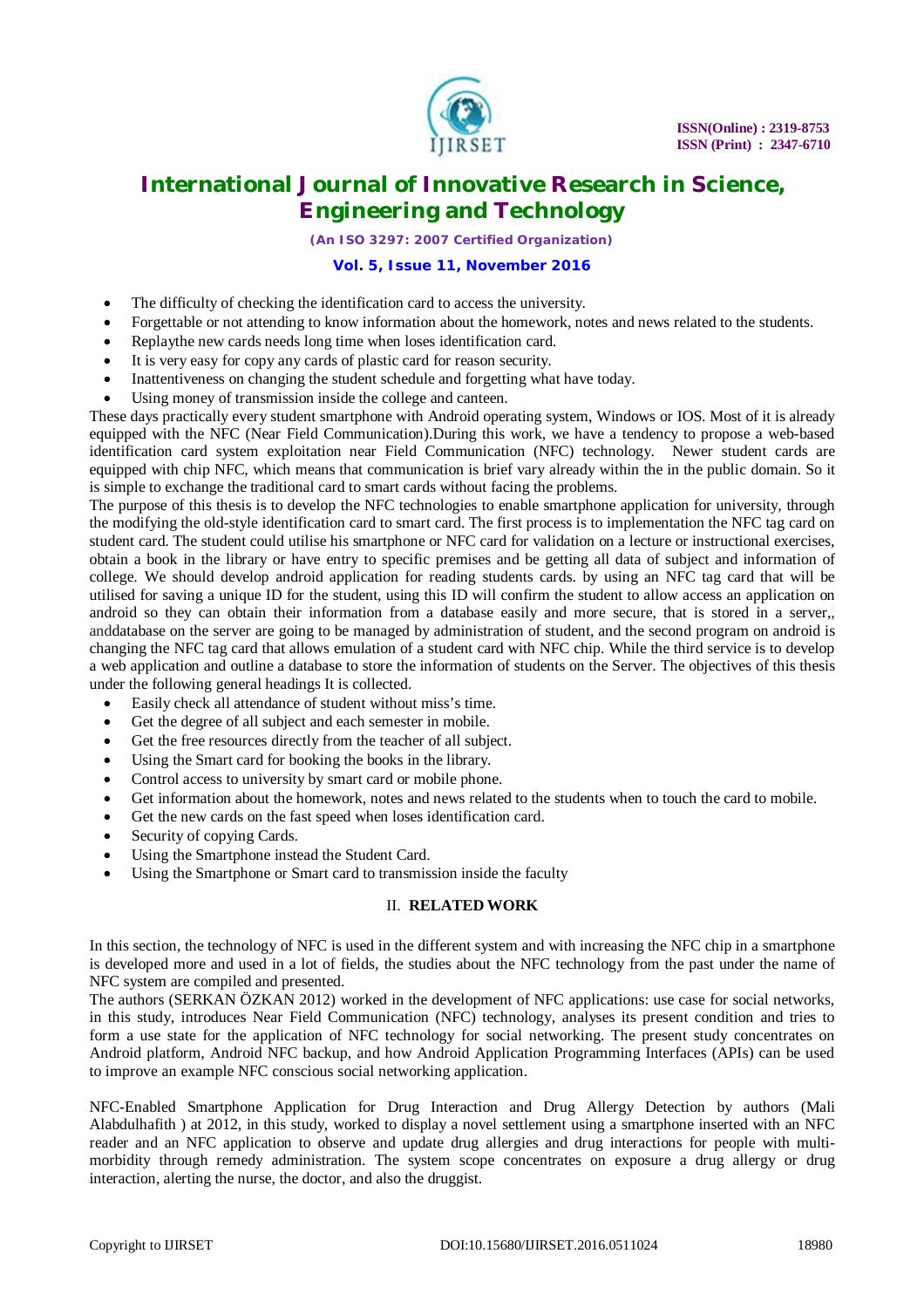- The difficulty of checking the identification card to access the university.
- Forgettable or not attending to know information about the homework, notes and news related to the students.
- Replaythe new cards needs long time when loses identification card.
- It is very easy for copy any cards of plastic card for reason security.
- Inattentiveness on changing the student schedule and forgetting what have today.
- Using money of transmission inside the college and canteen.

These days practically every student smartphone with Android operating system, Windows or IOS. Most of it is already equipped with the NFC (Near Field Communication).During this work, we have a tendency to propose a web-based identification card system exploitation near Field Communication (NFC) technology. Newer student cards are equipped with chip NFC, which means that communication is brief vary already within the in the public domain. So it is simple to exchange the traditional card to smart cards without facing the problems.

The purpose of this thesis is to develop the NFC technologies to enable smartphone application for university, through the modifying the old-style identification card to smart card. The first process is to implementation the NFC tag card on student card. The student could utilise his smartphone or NFC card for validation on a lecture or instructional exercises, obtain a book in the library or have entry to specific premises and be getting all data of subject and information of college. We should develop android application for reading students cards. by using an NFC tag card that will be utilised for saving a unique ID for the student, using this ID will confirm the student to allow access an application on android so they can obtain their information from a database easily and more secure, that is stored in a server,, anddatabase on the server are going to be managed by administration of student, and the second program on android is changing the NFC tag card that allows emulation of a student card with NFC chip. While the third service is to develop a web application and outline a database to store the information of students on the Server. The objectives of this thesis under the following general headings It is collected.

- Easily check all attendance of student without miss's time.
- Get the degree of all subject and each semester in mobile.
- Get the free resources directly from the teacher of all subject.
- Using the Smart card for booking the books in the library.
- Control access to university by smart card or mobile phone.
- Get information about the homework, notes and news related to the students when to touch the card to mobile.
- Get the new cards on the fast speed when loses identification card.
- Security of copying Cards.
- Using the Smartphone instead the Student Card.
- Using the Smartphone or Smart card to transmission inside the faculty

## II. RELATED WORK

In this section, the technology of NFC is used in the different system and with increasing the NFC chip in a smartphone is developed more and used in a lot of fields, the studies about the NFC technology from the past under the name of NFC system are compiled and presented.

The authors (SERKAN ÖZKAN 2012) worked in the development of NFC applications: use case for social networks, in this study, introduces Near Field Communication (NFC) technology, analyses its present condition and tries to form a use state for the application of NFC technology for social networking. The present study concentrates on Android platform, Android NFC backup, and how Android Application Programming Interfaces (APIs) can be used to improve an example NFC conscious social networking application.

NFC-Enabled Smartphone Application for Drug Interaction and Drug Allergy Detection by authors (Mali Alabdulhafith ) at 2012, in this study, worked to display a novel settlement using a smartphone inserted with an NFC reader and an NFC application to observe and update drug allergies and drug interactions for people with multi-morbidity through remedy administration. The system scope concentrates on exposure a drug allergy or drug interaction, alerting the nurse, the doctor, and also the druggist.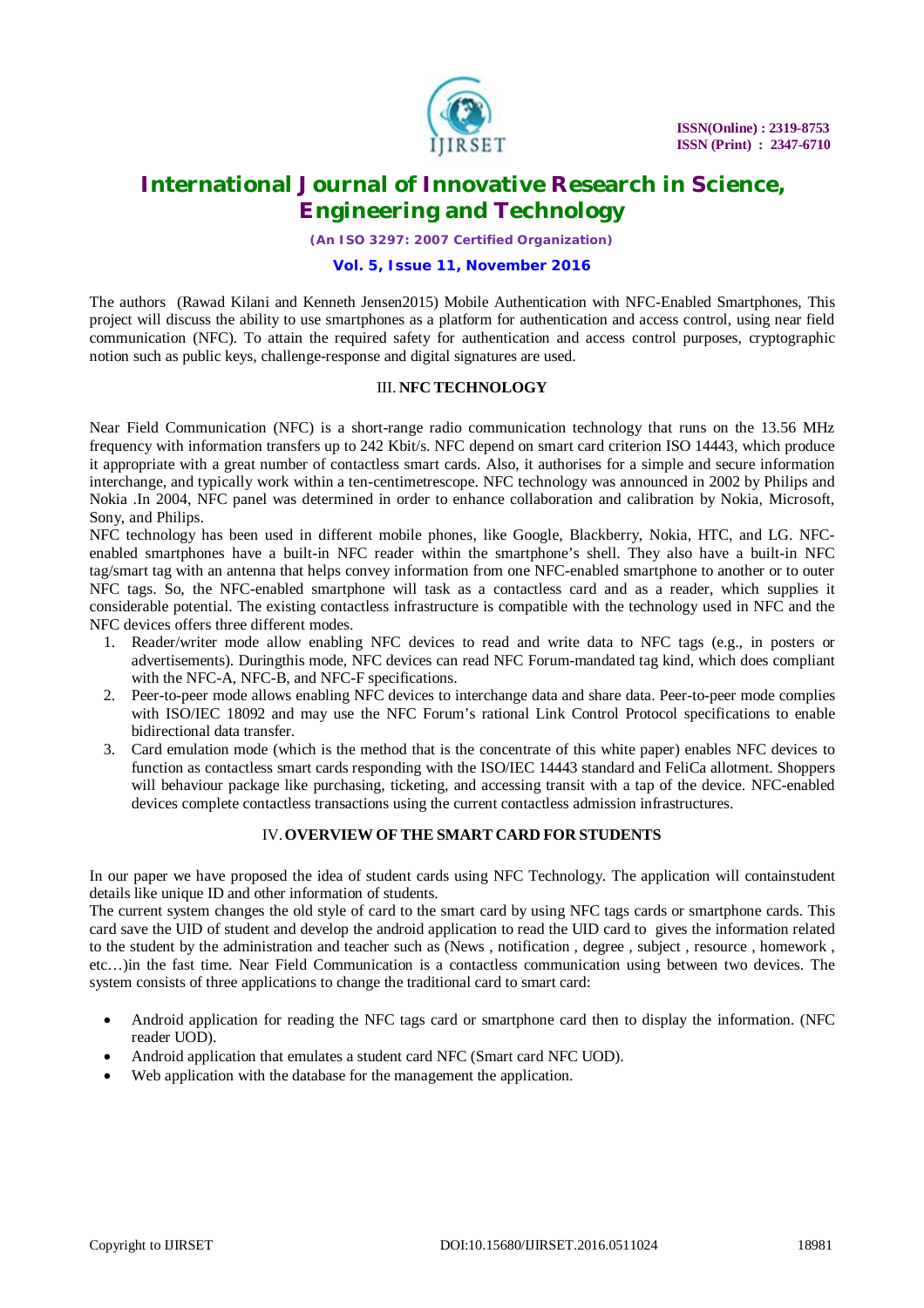The authors (Rawad Kilani and Kenneth Jensen2015) Mobile Authentication with NFC-Enabled Smartphones, This project will discuss the ability to use smartphones as a platform for authentication and access control, using near field communication (NFC). To attain the required safety for authentication and access control purposes, cryptographic notion such as public keys, challenge-response and digital signatures are used.

## III. NFC TECHNOLOGY

Near Field Communication (NFC) is a short-range radio communication technology that runs on the 13.56 MHz frequency with information transfers up to 242 Kbit/s. NFC depend on smart card criterion ISO 14443, which produce it appropriate with a great number of contactless smart cards. Also, it authorises for a simple and secure information interchange, and typically work within a ten-centimetrescope. NFC technology was announced in 2002 by Philips and Nokia .In 2004, NFC panel was determined in order to enhance collaboration and calibration by Nokia, Microsoft, Sony, and Philips.

NFC technology has been used in different mobile phones, like Google, Blackberry, Nokia, HTC, and LG. NFC-enabled smartphones have a built-in NFC reader within the smartphone's shell. They also have a built-in NFC tag/smart tag with an antenna that helps convey information from one NFC-enabled smartphone to another or to outer NFC tags. So, the NFC-enabled smartphone will task as a contactless card and as a reader, which supplies it considerable potential. The existing contactless infrastructure is compatible with the technology used in NFC and the NFC devices offers three different modes.

1. Reader/writer mode allow enabling NFC devices to read and write data to NFC tags (e.g., in posters or advertisements). Duringthis mode, NFC devices can read NFC Forum-mandated tag kind, which does compliant with the NFC-A, NFC-B, and NFC-F specifications.
2. Peer-to-peer mode allows enabling NFC devices to interchange data and share data. Peer-to-peer mode complies with ISO/IEC 18092 and may use the NFC Forum's rational Link Control Protocol specifications to enable bidirectional data transfer.
3. Card emulation mode (which is the method that is the concentrate of this white paper) enables NFC devices to function as contactless smart cards responding with the ISO/IEC 14443 standard and FeliCa allotment. Shoppers will behaviour package like purchasing, ticketing, and accessing transit with a tap of the device. NFC-enabled devices complete contactless transactions using the current contactless admission infrastructures.

## IV. OVERVIEW OF THE SMART CARD FOR STUDENTS

In our paper we have proposed the idea of student cards using NFC Technology. The application will containstudent details like unique ID and other information of students.

The current system changes the old style of card to the smart card by using NFC tags cards or smartphone cards. This card save the UID of student and develop the android application to read the UID card to gives the information related to the student by the administration and teacher such as (News , notification , degree , subject , resource , homework , etc…)in the fast time. Near Field Communication is a contactless communication using between two devices. The system consists of three applications to change the traditional card to smart card:

- Android application for reading the NFC tags card or smartphone card then to display the information. (NFC reader UOD).
- Android application that emulates a student card NFC (Smart card NFC UOD).
- Web application with the database for the management the application.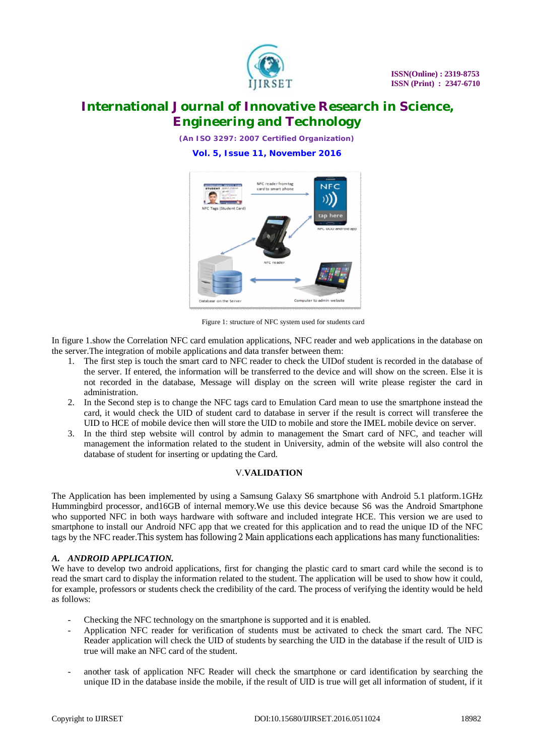Figure 1: structure of NFC system used for students card

In figure 1.show the Correlation NFC card emulation applications, NFC reader and web applications in the database on the server.The integration of mobile applications and data transfer between them:

1. The first step is touch the smart card to NFC reader to check the UIDof student is recorded in the database of the server. If entered, the information will be transferred to the device and will show on the screen. Else it is not recorded in the database, Message will display on the screen will write please register the card in administration.
2. In the Second step is to change the NFC tags card to Emulation Card mean to use the smartphone instead the card, it would check the UID of student card to database in server if the result is correct will transferee the UID to HCE of mobile device then will store the UID to mobile and store the IMEL mobile device on server.
3. In the third step website will control by admin to management the Smart card of NFC, and teacher will management the information related to the student in University, admin of the website will also control the database of student for inserting or updating the Card.

## V.VALIDATION

The Application has been implemented by using a Samsung Galaxy S6 smartphone with Android 5.1 platform.1GHz Hummingbird processor, and16GB of internal memory.We use this device because S6 was the Android Smartphone who supported NFC in both ways hardware with software and included integrate HCE. This version we are used to smartphone to install our Android NFC app that we created for this application and to read the unique ID of the NFC tags by the NFC reader.This system has following 2 Main applications each applications has many functionalities:

### *A. ANDROID APPLICATION.*

We have to develop two android applications, first for changing the plastic card to smart card while the second is to read the smart card to display the information related to the student. The application will be used to show how it could, for example, professors or students check the credibility of the card. The process of verifying the identity would be held as follows:

- Checking the NFC technology on the smartphone is supported and it is enabled.
- Application NFC reader for verification of students must be activated to check the smart card. The NFC Reader application will check the UID of students by searching the UID in the database if the result of UID is true will make an NFC card of the student.
- another task of application NFC Reader will check the smartphone or card identification by searching the unique ID in the database inside the mobile, if the result of UID is true will get all information of student, if it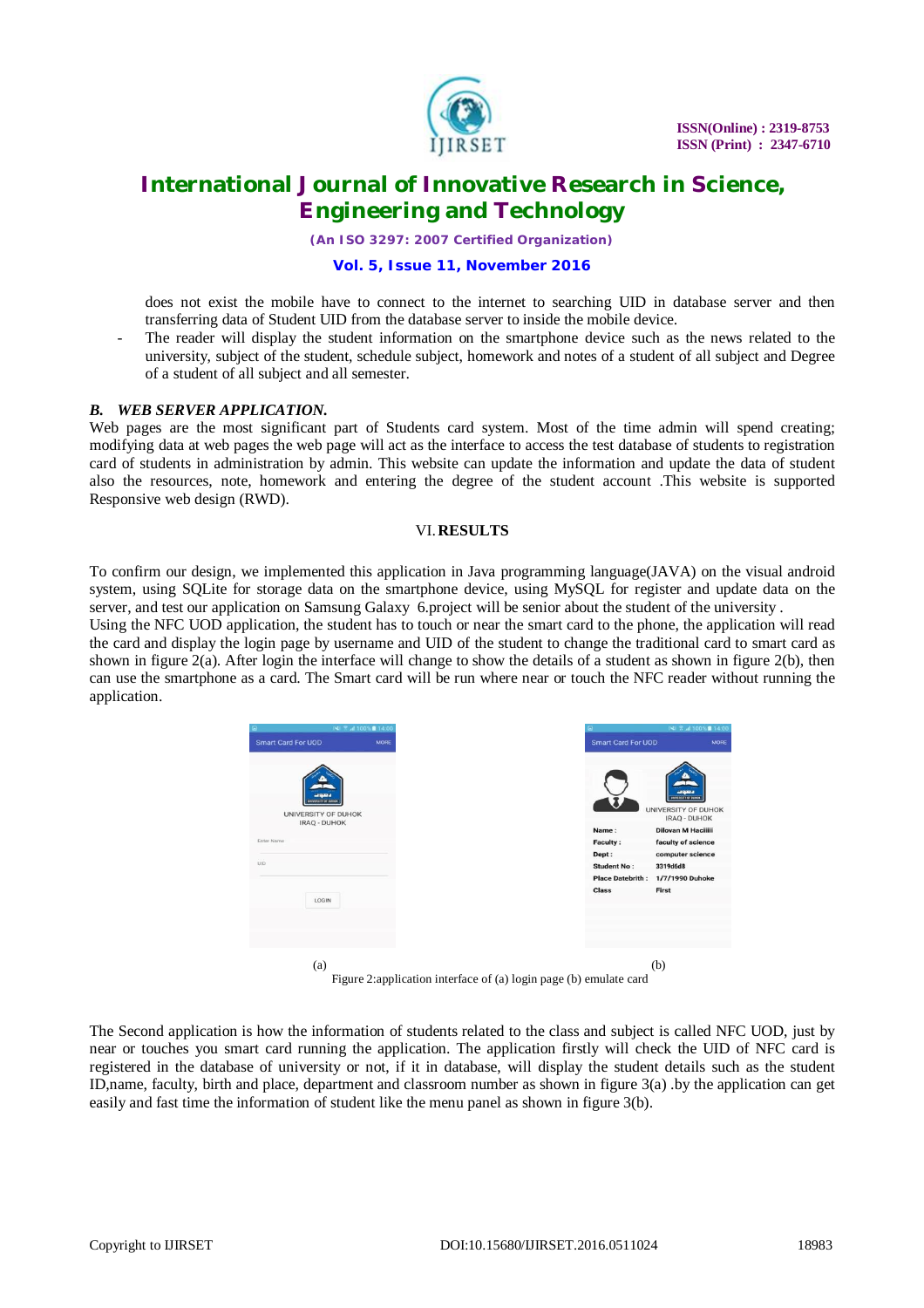does not exist the mobile have to connect to the internet to searching UID in database server and then transferring data of Student UID from the database server to inside the mobile device.

- The reader will display the student information on the smartphone device such as the news related to the university, subject of the student, schedule subject, homework and notes of a student of all subject and Degree of a student of all subject and all semester.

### *B. WEB SERVER APPLICATION.*

Web pages are the most significant part of Students card system. Most of the time admin will spend creating; modifying data at web pages the web page will act as the interface to access the test database of students to registration card of students in administration by admin. This website can update the information and update the data of student also the resources, note, homework and entering the degree of the student account .This website is supported Responsive web design (RWD).

## VI. RESULTS

To confirm our design, we implemented this application in Java programming language(JAVA) on the visual android system, using SQLite for storage data on the smartphone device, using MySQL for register and update data on the server, and test our application on Samsung Galaxy 6.project will be senior about the student of the university .
Using the NFC UOD application, the student has to touch or near the smart card to the phone, the application will read the card and display the login page by username and UID of the student to change the traditional card to smart card as shown in figure 2(a). After login the interface will change to show the details of a student as shown in figure 2(b), then can use the smartphone as a card. The Smart card will be run where near or touch the NFC reader without running the application.

(a) (b)

Figure 2:application interface of (a) login page (b) emulate card

The Second application is how the information of students related to the class and subject is called NFC UOD, just by near or touches you smart card running the application. The application firstly will check the UID of NFC card is registered in the database of university or not, if it in database, will display the student details such as the student ID,name, faculty, birth and place, department and classroom number as shown in figure 3(a) .by the application can get easily and fast time the information of student like the menu panel as shown in figure 3(b).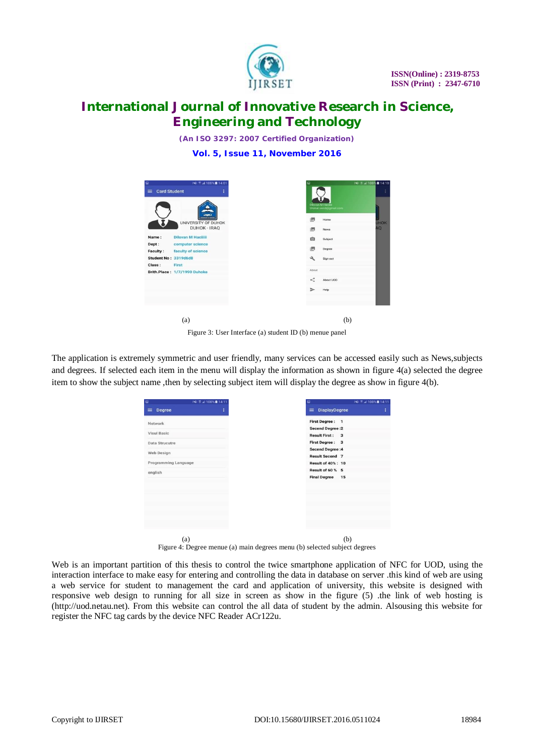(a) (b)

Figure 3: User Interface (a) student ID (b) menue panel

The application is extremely symmetric and user friendly, many services can be accessed easily such as News,subjects and degrees. If selected each item in the menu will display the information as shown in figure 4(a) selected the degree item to show the subject name ,then by selecting subject item will display the degree as show in figure 4(b).

(a) (b)

Figure 4: Degree menue (a) main degrees menu (b) selected subject degrees

Web is an important partition of this thesis to control the twice smartphone application of NFC for UOD, using the interaction interface to make easy for entering and controlling the data in database on server .this kind of web are using a web service for student to management the card and application of university, this website is designed with responsive web design to running for all size in screen as show in the figure (5) .the link of web hosting is (http://uod.netau.net). From this website can control the all data of student by the admin. Alsousing this website for register the NFC tag cards by the device NFC Reader ACr122u.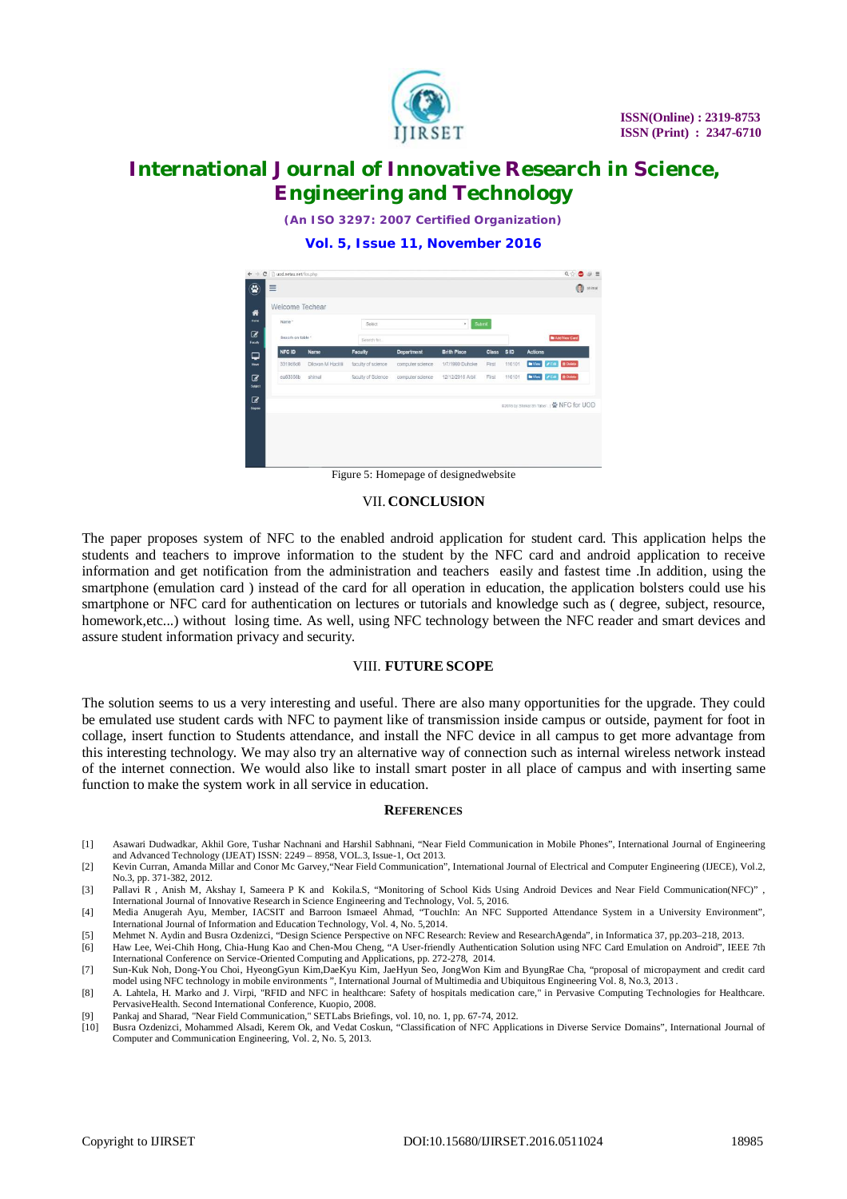Figure 5: Homepage of designedwebsite

## VII. CONCLUSION

The paper proposes system of NFC to the enabled android application for student card. This application helps the students and teachers to improve information to the student by the NFC card and android application to receive information and get notification from the administration and teachers easily and fastest time .In addition, using the smartphone (emulation card ) instead of the card for all operation in education, the application bolsters could use his smartphone or NFC card for authentication on lectures or tutorials and knowledge such as ( degree, subject, resource, homework,etc...) without losing time. As well, using NFC technology between the NFC reader and smart devices and assure student information privacy and security.

## VIII. FUTURE SCOPE

The solution seems to us a very interesting and useful. There are also many opportunities for the upgrade. They could be emulated use student cards with NFC to payment like of transmission inside campus or outside, payment for foot in collage, insert function to Students attendance, and install the NFC device in all campus to get more advantage from this interesting technology. We may also try an alternative way of connection such as internal wireless network instead of the internet connection. We would also like to install smart poster in all place of campus and with inserting same function to make the system work in all service in education.

## REFERENCES

[1] Asawari Dudwadkar, Akhil Gore, Tushar Nachnani and Harshil Sabhnani, "Near Field Communication in Mobile Phones", International Journal of Engineering and Advanced Technology (IJEAT) ISSN: 2249 – 8958, VOL.3, Issue-1, Oct 2013.

[2] Kevin Curran, Amanda Millar and Conor Mc Garvey,"Near Field Communication", International Journal of Electrical and Computer Engineering (IJECE), Vol.2, No.3, pp. 371-382, 2012.

[3] Pallavi R , Anish M, Akshay I, Sameera P K and Kokila.S, "Monitoring of School Kids Using Android Devices and Near Field Communication(NFC)" , International Journal of Innovative Research in Science Engineering and Technology, Vol. 5, 2016.

[4] Media Anugerah Ayu, Member, IACSIT and Barroon Ismaeel Ahmad, "TouchIn: An NFC Supported Attendance System in a University Environment", International Journal of Information and Education Technology, Vol. 4, No. 5,2014.

[5] Mehmet N. Aydin and Busra Ozdenizci, "Design Science Perspective on NFC Research: Review and ResearchAgenda", in Informatica 37, pp.203–218, 2013.

[6] Haw Lee, Wei-Chih Hong, Chia-Hung Kao and Chen-Mou Cheng, "A User-friendly Authentication Solution using NFC Card Emulation on Android", IEEE 7th International Conference on Service-Oriented Computing and Applications, pp. 272-278, 2014.

[7] Sun-Kuk Noh, Dong-You Choi, HyeongGyun Kim,DaeKyu Kim, JaeHyun Seo, JongWon Kim and ByungRae Cha, "proposal of micropayment and credit card model using NFC technology in mobile environments ", International Journal of Multimedia and Ubiquitous Engineering Vol. 8, No.3, 2013 .

[8] A. Lahtela, H. Marko and J. Virpi, "RFID and NFC in healthcare: Safety of hospitals medication care," in Pervasive Computing Technologies for Healthcare. PervasiveHealth. Second International Conference, Kuopio, 2008.

[9] Pankaj and Sharad, "Near Field Communication," SETLabs Briefings, vol. 10, no. 1, pp. 67-74, 2012.

[10] Busra Ozdenizci, Mohammed Alsadi, Kerem Ok, and Vedat Coskun, "Classification of NFC Applications in Diverse Service Domains", International Journal of Computer and Communication Engineering, Vol. 2, No. 5, 2013.